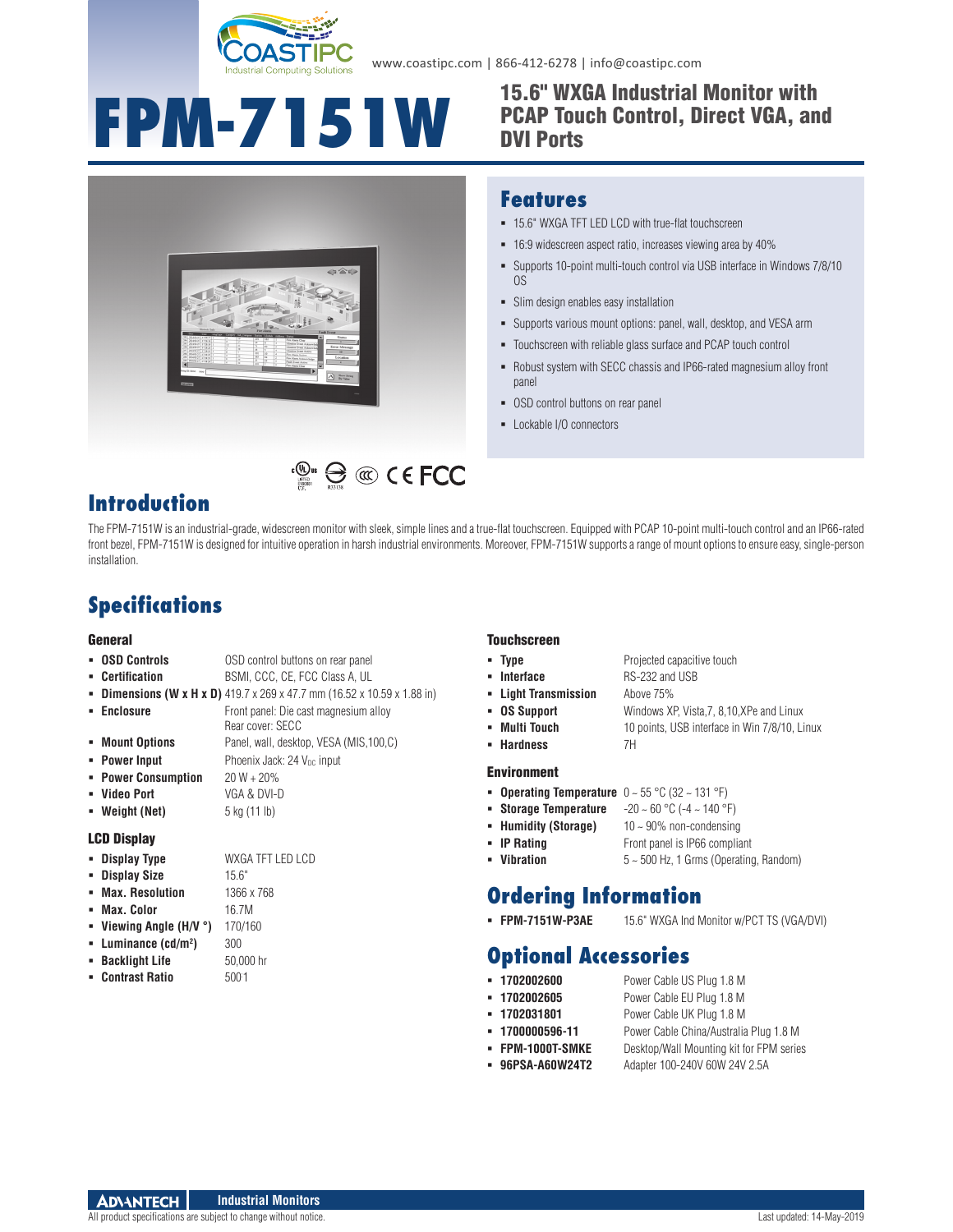www.coastipc.com | 866-412-6278 | info@coastipc.com

# FPM-7151W

## 15.6" WXGA Industrial Monitor with PCAP Touch Control, Direct VGA, and DVI Ports

## Features

- 15.6" WXGA TFT LED LCD with true-flat touchscreen
- 16:9 widescreen aspect ratio, increases viewing area by 40%
- Supports 10-point multi-touch control via USB interface in Windows 7/8/10 OS
- Slim design enables easy installation
- Supports various mount options: panel, wall, desktop, and VESA arm
- Touchscreen with reliable glass surface and PCAP touch control
- Robust system with SECC chassis and IP66-rated magnesium alloy front panel
- OSD control buttons on rear panel
- Lockable I/O connectors

## Introduction

The FPM-7151W is an industrial-grade, widescreen monitor with sleek, simple lines and a true-flat touchscreen. Equipped with PCAP 10-point multi-touch control and an IP66-rated front bezel, FPM-7151W is designed for intuitive operation in harsh industrial environments. Moreover, FPM-7151W supports a range of mount options to ensure easy, single-person installation.

## Specifications

### General

- **OSD Controls**: OSD control buttons on rear panel
- **Certification**: BSMI, CCC, CE, FCC Class A, UL
- **Dimensions (W x H x D)**: 419.7 x 269 x 47.7 mm (16.52 x 10.59 x 1.88 in)
- **Enclosure**: Front panel: Die cast magnesium alloy; Rear cover: SECC
- **Mount Options**: Panel, wall, desktop, VESA (MIS,100,C)
- **Power Input**: Phoenix Jack: 24 $V_{DC}$ input
- **Power Consumption**: 20 W + 20%
- **Video Port**: VGA & DVI-D
- **Weight (Net)**: 5 kg (11 lb)

### LCD Display

- **Display Type**: WXGA TFT LED LCD
- **Display Size**: 15.6"
- **Max. Resolution**: 1366 x 768
- **Max. Color**: 16.7M
- **Viewing Angle (H/V °)**: 170/160
- **Luminance (cd/m²)**: 300
- **Backlight Life**: 50,000 hr
- **Contrast Ratio**: 500:1

### Touchscreen

- **Type**: Projected capacitive touch
- **Interface**: RS-232 and USB
- **Light Transmission**: Above 75%
- **OS Support**: Windows XP, Vista,7, 8,10,XPe and Linux
- **Multi Touch**: 10 points, USB interface in Win 7/8/10, Linux
- **Hardness**: 7H

### Environment

- **Operating Temperature**: 0 ~ 55 °C (32 ~ 131 °F)
- **Storage Temperature**: -20 ~ 60 °C (-4 ~ 140 °F)
- **Humidity (Storage)**: 10 ~ 90% non-condensing
- **IP Rating**: Front panel is IP66 compliant
- **Vibration**: 5 ~ 500 Hz, 1 Grms (Operating, Random)

## Ordering Information

- **FPM-7151W-P3AE**: 15.6" WXGA Ind Monitor w/PCT TS (VGA/DVI)

## Optional Accessories

- **1702002600**: Power Cable US Plug 1.8 M
- **1702002605**: Power Cable EU Plug 1.8 M
- **1702031801**: Power Cable UK Plug 1.8 M
- **1700000596-11**: Power Cable China/Australia Plug 1.8 M
- **FPM-1000T-SMKE**: Desktop/Wall Mounting kit for FPM series
- **96PSA-A60W24T2**: Adapter 100-240V 60W 24V 2.5A

All product specifications are subject to change without notice. Last updated: 14-May-2019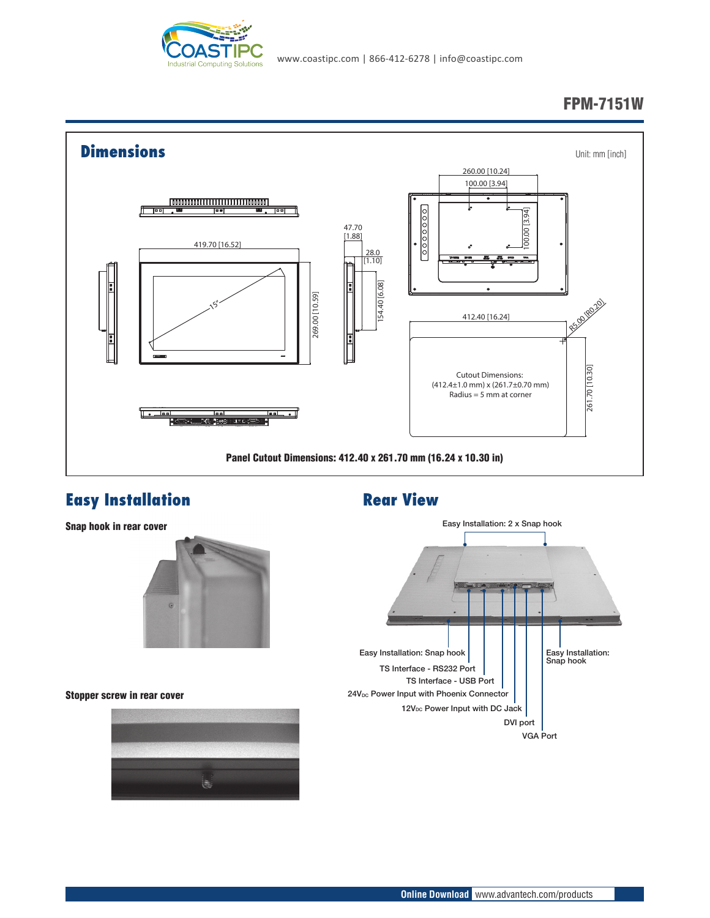# FPM-7151W

## Dimensions

Unit: mm [inch]

260.00 [10.24]

100.00 [3.94]

100.00 [3.94]

47.70
[1.88]

28.0
[1.10]

419.70 [16.52]

15"

269.00 [10.59]

154.40 [6.08]

412.40 [16.24]

R5.00 [R0.20]

Cutout Dimensions:
(412.4±1.0 mm) x (261.7±0.70 mm)
Radius = 5 mm at corner

261.70 [10.30]

**Panel Cutout Dimensions: 412.40 x 261.70 mm (16.24 x 10.30 in)**

## Easy Installation

**Snap hook in rear cover**

**Stopper screw in rear cover**

## Rear View

Easy Installation: 2 x Snap hook

Easy Installation: Snap hook

TS Interface - RS232 Port

TS Interface - USB Port

$24V_{DC}$ Power Input with Phoenix Connector

$12V_{DC}$ Power Input with DC Jack

DVI port

VGA Port

Easy Installation: Snap hook

**Online Download** www.advantech.com/products